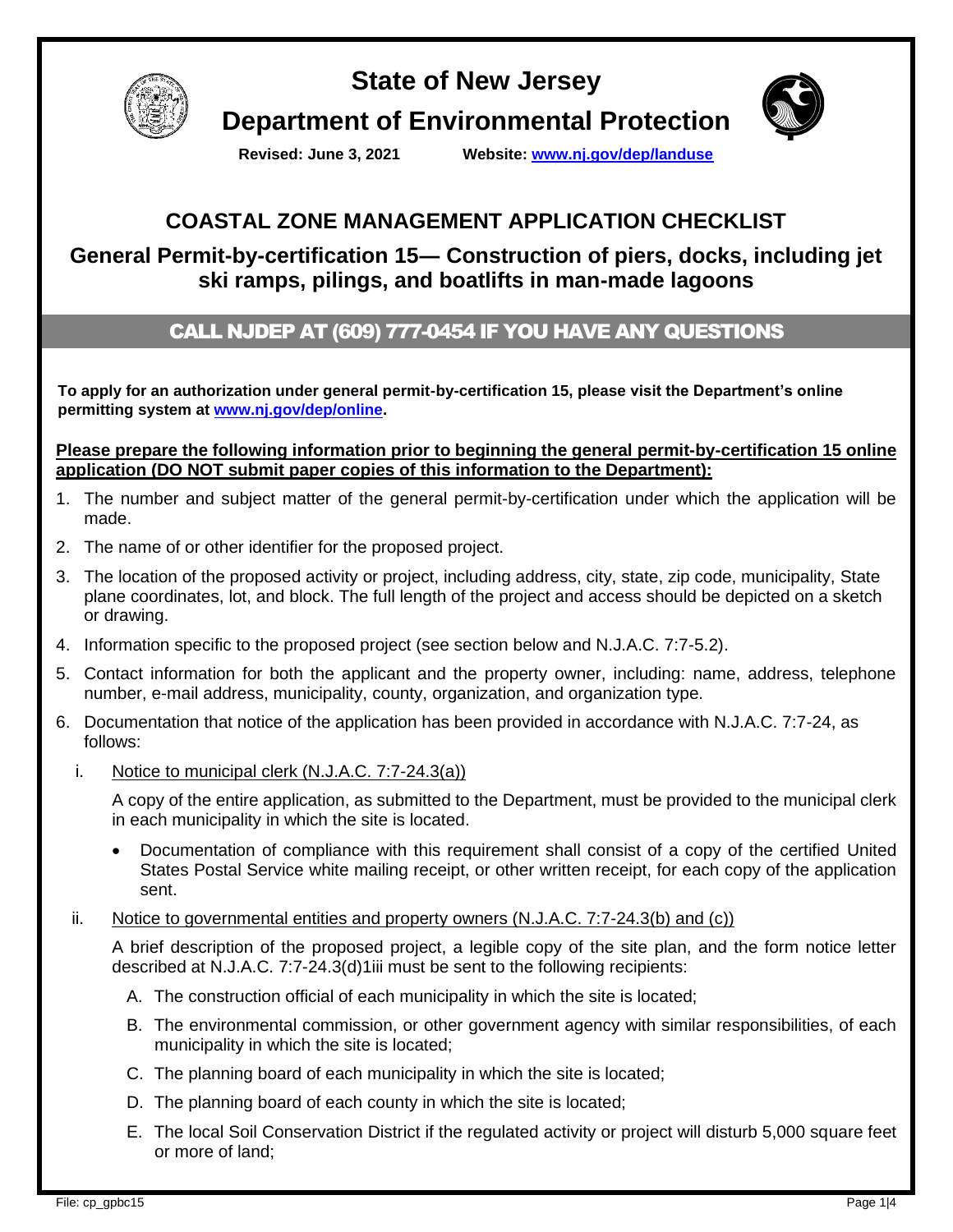# State of New Jersey

## Department of Environmental Protection

**Revised: June 3, 2021** **Website: [www.nj.gov/dep/landuse](http://www.nj.gov/dep/landuse)**

## COASTAL ZONE MANAGEMENT APPLICATION CHECKLIST

### General Permit-by-certification 15— Construction of piers, docks, including jet ski ramps, pilings, and boatlifts in man-made lagoons

**CALL NJDEP AT (609) 777-0454 IF YOU HAVE ANY QUESTIONS**

**To apply for an authorization under general permit-by-certification 15, please visit the Department's online permitting system at [www.nj.gov/dep/online](http://www.nj.gov/dep/online).**

**<u>Please prepare the following information prior to beginning the general permit-by-certification 15 online application (DO NOT submit paper copies of this information to the Department):</u>**

1. The number and subject matter of the general permit-by-certification under which the application will be made.
2. The name of or other identifier for the proposed project.
3. The location of the proposed activity or project, including address, city, state, zip code, municipality, State plane coordinates, lot, and block. The full length of the project and access should be depicted on a sketch or drawing.
4. Information specific to the proposed project (see section below and N.J.A.C. 7:7-5.2).
5. Contact information for both the applicant and the property owner, including: name, address, telephone number, e-mail address, municipality, county, organization, and organization type.
6. Documentation that notice of the application has been provided in accordance with N.J.A.C. 7:7-24, as follows:

   i. <u>Notice to municipal clerk (N.J.A.C. 7:7-24.3(a))</u>

      A copy of the entire application, as submitted to the Department, must be provided to the municipal clerk in each municipality in which the site is located.

      - Documentation of compliance with this requirement shall consist of a copy of the certified United States Postal Service white mailing receipt, or other written receipt, for each copy of the application sent.

   ii. <u>Notice to governmental entities and property owners (N.J.A.C. 7:7-24.3(b) and (c))</u>

      A brief description of the proposed project, a legible copy of the site plan, and the form notice letter described at N.J.A.C. 7:7-24.3(d)1iii must be sent to the following recipients:

      A. The construction official of each municipality in which the site is located;
      B. The environmental commission, or other government agency with similar responsibilities, of each municipality in which the site is located;
      C. The planning board of each municipality in which the site is located;
      D. The planning board of each county in which the site is located;
      E. The local Soil Conservation District if the regulated activity or project will disturb 5,000 square feet or more of land;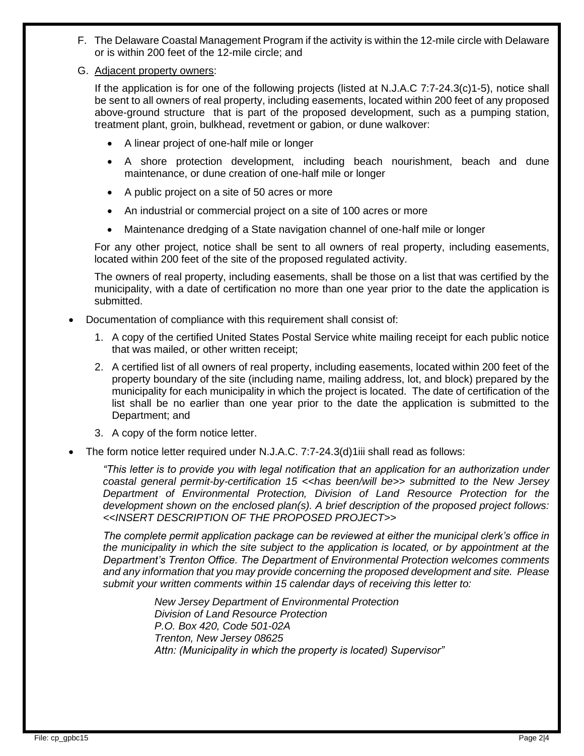F. The Delaware Coastal Management Program if the activity is within the 12-mile circle with Delaware or is within 200 feet of the 12-mile circle; and

G. Adjacent property owners:

If the application is for one of the following projects (listed at N.J.A.C 7:7-24.3(c)1-5), notice shall be sent to all owners of real property, including easements, located within 200 feet of any proposed above-ground structure that is part of the proposed development, such as a pumping station, treatment plant, groin, bulkhead, revetment or gabion, or dune walkover:

- A linear project of one-half mile or longer
- A shore protection development, including beach nourishment, beach and dune maintenance, or dune creation of one-half mile or longer
- A public project on a site of 50 acres or more
- An industrial or commercial project on a site of 100 acres or more
- Maintenance dredging of a State navigation channel of one-half mile or longer

For any other project, notice shall be sent to all owners of real property, including easements, located within 200 feet of the site of the proposed regulated activity.

The owners of real property, including easements, shall be those on a list that was certified by the municipality, with a date of certification no more than one year prior to the date the application is submitted.

- Documentation of compliance with this requirement shall consist of:

  1. A copy of the certified United States Postal Service white mailing receipt for each public notice that was mailed, or other written receipt;
  2. A certified list of all owners of real property, including easements, located within 200 feet of the property boundary of the site (including name, mailing address, lot, and block) prepared by the municipality for each municipality in which the project is located. The date of certification of the list shall be no earlier than one year prior to the date the application is submitted to the Department; and
  3. A copy of the form notice letter.

- The form notice letter required under N.J.A.C. 7:7-24.3(d)1iii shall read as follows:

  *"This letter is to provide you with legal notification that an application for an authorization under coastal general permit-by-certification 15 <<has been/will be>> submitted to the New Jersey Department of Environmental Protection, Division of Land Resource Protection for the development shown on the enclosed plan(s). A brief description of the proposed project follows: <<INSERT DESCRIPTION OF THE PROPOSED PROJECT>>*

  *The complete permit application package can be reviewed at either the municipal clerk's office in the municipality in which the site subject to the application is located, or by appointment at the Department's Trenton Office. The Department of Environmental Protection welcomes comments and any information that you may provide concerning the proposed development and site. Please submit your written comments within 15 calendar days of receiving this letter to:*

  *New Jersey Department of Environmental Protection*
  *Division of Land Resource Protection*
  *P.O. Box 420, Code 501-02A*
  *Trenton, New Jersey 08625*
  *Attn: (Municipality in which the property is located) Supervisor"*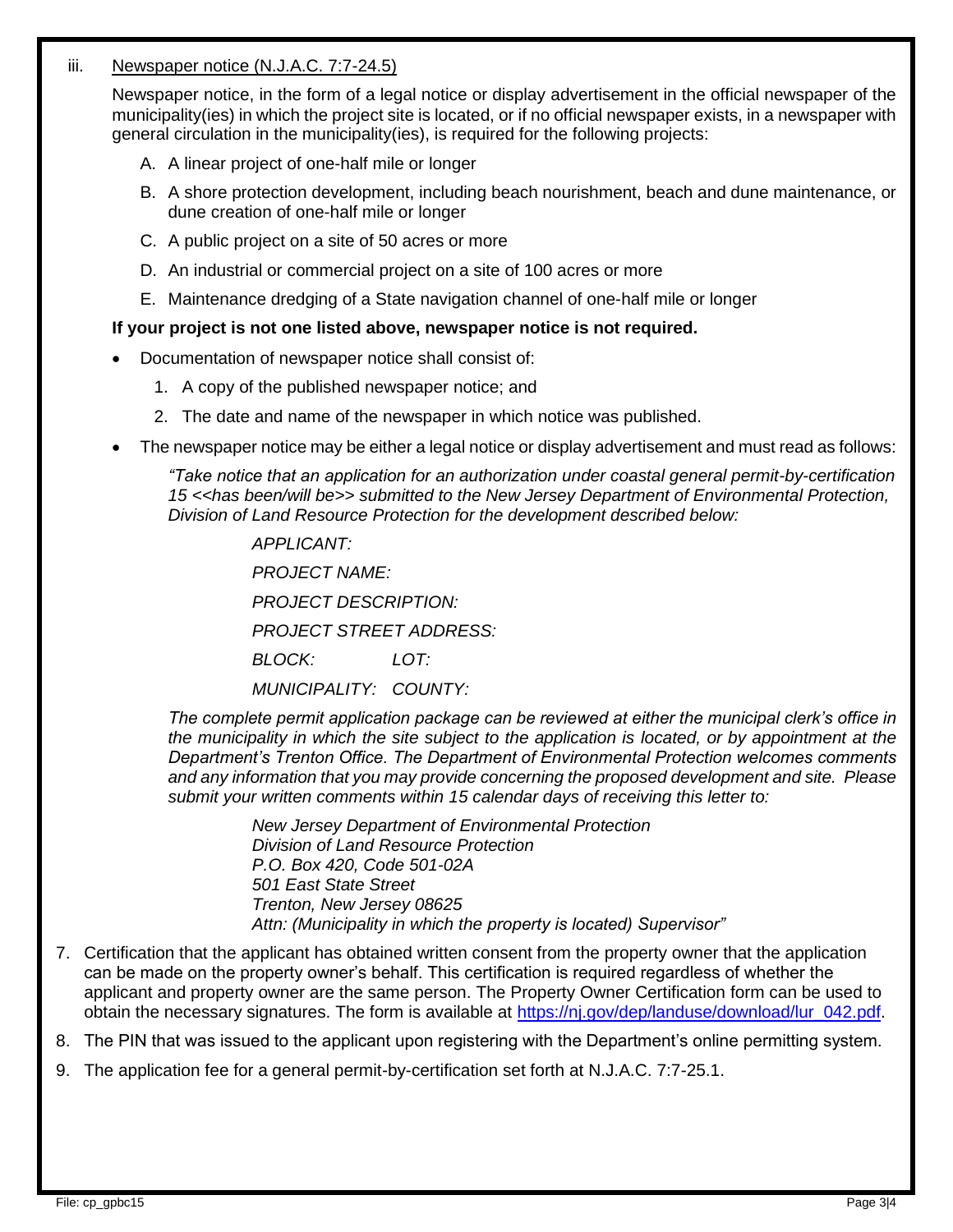iii. Newspaper notice (N.J.A.C. 7:7-24.5)

Newspaper notice, in the form of a legal notice or display advertisement in the official newspaper of the municipality(ies) in which the project site is located, or if no official newspaper exists, in a newspaper with general circulation in the municipality(ies), is required for the following projects:

A. A linear project of one-half mile or longer

B. A shore protection development, including beach nourishment, beach and dune maintenance, or dune creation of one-half mile or longer

C. A public project on a site of 50 acres or more

D. An industrial or commercial project on a site of 100 acres or more

E. Maintenance dredging of a State navigation channel of one-half mile or longer

**If your project is not one listed above, newspaper notice is not required.**

- Documentation of newspaper notice shall consist of:
  1. A copy of the published newspaper notice; and
  2. The date and name of the newspaper in which notice was published.
- The newspaper notice may be either a legal notice or display advertisement and must read as follows:

  *"Take notice that an application for an authorization under coastal general permit-by-certification 15 <<has been/will be>> submitted to the New Jersey Department of Environmental Protection, Division of Land Resource Protection for the development described below:*

  *APPLICANT:*

  *PROJECT NAME:*

  *PROJECT DESCRIPTION:*

  *PROJECT STREET ADDRESS:*

  *BLOCK: LOT:*

  *MUNICIPALITY: COUNTY:*

  *The complete permit application package can be reviewed at either the municipal clerk's office in the municipality in which the site subject to the application is located, or by appointment at the Department's Trenton Office. The Department of Environmental Protection welcomes comments and any information that you may provide concerning the proposed development and site. Please submit your written comments within 15 calendar days of receiving this letter to:*

  *New Jersey Department of Environmental Protection*
  *Division of Land Resource Protection*
  *P.O. Box 420, Code 501-02A*
  *501 East State Street*
  *Trenton, New Jersey 08625*
  *Attn: (Municipality in which the property is located) Supervisor"*

7. Certification that the applicant has obtained written consent from the property owner that the application can be made on the property owner's behalf. This certification is required regardless of whether the applicant and property owner are the same person. The Property Owner Certification form can be used to obtain the necessary signatures. The form is available at https://nj.gov/dep/landuse/download/lur_042.pdf.
8. The PIN that was issued to the applicant upon registering with the Department's online permitting system.
9. The application fee for a general permit-by-certification set forth at N.J.A.C. 7:7-25.1.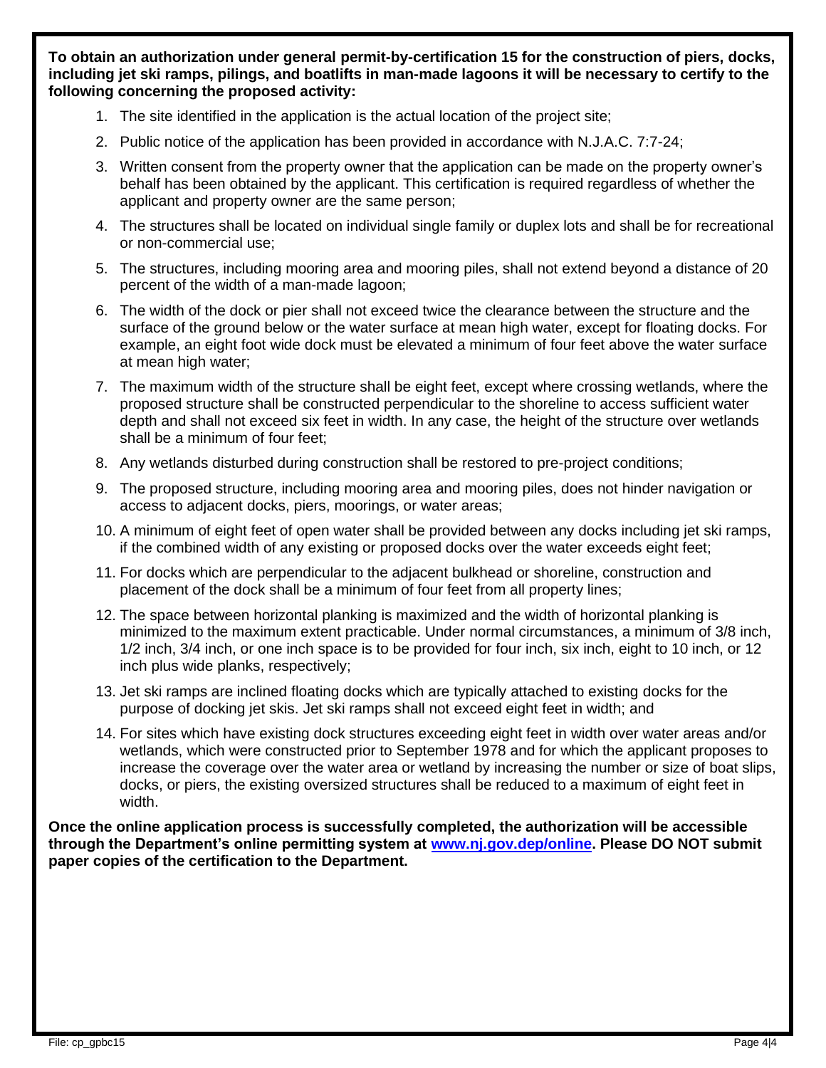**To obtain an authorization under general permit-by-certification 15 for the construction of piers, docks, including jet ski ramps, pilings, and boatlifts in man-made lagoons it will be necessary to certify to the following concerning the proposed activity:**

1. The site identified in the application is the actual location of the project site;
2. Public notice of the application has been provided in accordance with N.J.A.C. 7:7-24;
3. Written consent from the property owner that the application can be made on the property owner's behalf has been obtained by the applicant. This certification is required regardless of whether the applicant and property owner are the same person;
4. The structures shall be located on individual single family or duplex lots and shall be for recreational or non-commercial use;
5. The structures, including mooring area and mooring piles, shall not extend beyond a distance of 20 percent of the width of a man-made lagoon;
6. The width of the dock or pier shall not exceed twice the clearance between the structure and the surface of the ground below or the water surface at mean high water, except for floating docks. For example, an eight foot wide dock must be elevated a minimum of four feet above the water surface at mean high water;
7. The maximum width of the structure shall be eight feet, except where crossing wetlands, where the proposed structure shall be constructed perpendicular to the shoreline to access sufficient water depth and shall not exceed six feet in width. In any case, the height of the structure over wetlands shall be a minimum of four feet;
8. Any wetlands disturbed during construction shall be restored to pre-project conditions;
9. The proposed structure, including mooring area and mooring piles, does not hinder navigation or access to adjacent docks, piers, moorings, or water areas;
10. A minimum of eight feet of open water shall be provided between any docks including jet ski ramps, if the combined width of any existing or proposed docks over the water exceeds eight feet;
11. For docks which are perpendicular to the adjacent bulkhead or shoreline, construction and placement of the dock shall be a minimum of four feet from all property lines;
12. The space between horizontal planking is maximized and the width of horizontal planking is minimized to the maximum extent practicable. Under normal circumstances, a minimum of 3/8 inch, 1/2 inch, 3/4 inch, or one inch space is to be provided for four inch, six inch, eight to 10 inch, or 12 inch plus wide planks, respectively;
13. Jet ski ramps are inclined floating docks which are typically attached to existing docks for the purpose of docking jet skis. Jet ski ramps shall not exceed eight feet in width; and
14. For sites which have existing dock structures exceeding eight feet in width over water areas and/or wetlands, which were constructed prior to September 1978 and for which the applicant proposes to increase the coverage over the water area or wetland by increasing the number or size of boat slips, docks, or piers, the existing oversized structures shall be reduced to a maximum of eight feet in width.

**Once the online application process is successfully completed, the authorization will be accessible through the Department's online permitting system at [www.nj.gov.dep/online](www.nj.gov.dep/online). Please DO NOT submit paper copies of the certification to the Department.**